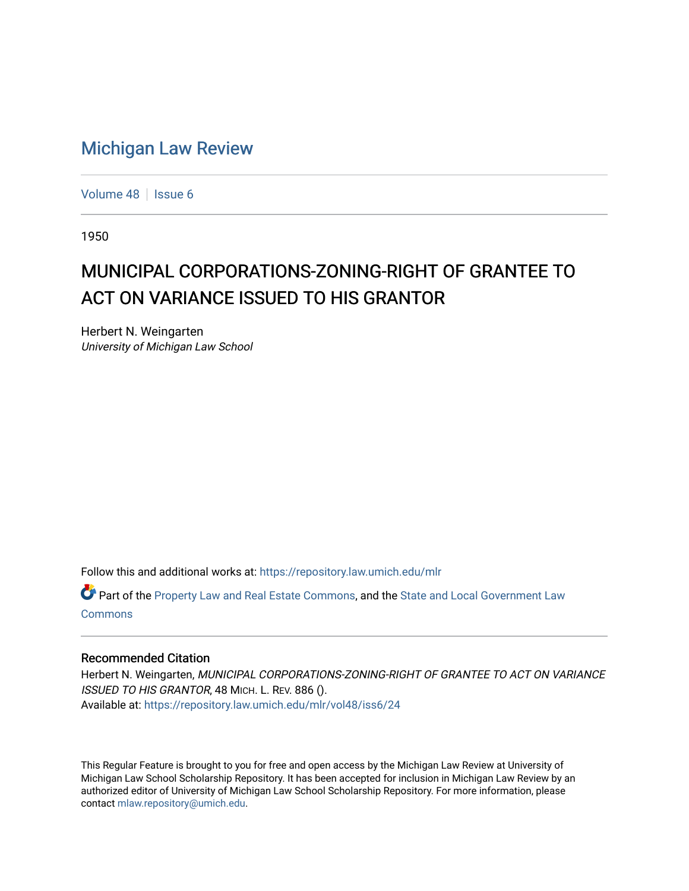# Michigan Law Review

Volume 48 | Issue 6

1950

## MUNICIPAL CORPORATIONS-ZONING-RIGHT OF GRANTEE TO ACT ON VARIANCE ISSUED TO HIS GRANTOR

Herbert N. Weingarten
*University of Michigan Law School*

Follow this and additional works at: https://repository.law.umich.edu/mlr

Part of the Property Law and Real Estate Commons, and the State and Local Government Law Commons

### Recommended Citation

Herbert N. Weingarten, *MUNICIPAL CORPORATIONS-ZONING-RIGHT OF GRANTEE TO ACT ON VARIANCE ISSUED TO HIS GRANTOR*, 48 MICH. L. REV. 886 ().
Available at: https://repository.law.umich.edu/mlr/vol48/iss6/24

This Regular Feature is brought to you for free and open access by the Michigan Law Review at University of Michigan Law School Scholarship Repository. It has been accepted for inclusion in Michigan Law Review by an authorized editor of University of Michigan Law School Scholarship Repository. For more information, please contact mlaw.repository@umich.edu.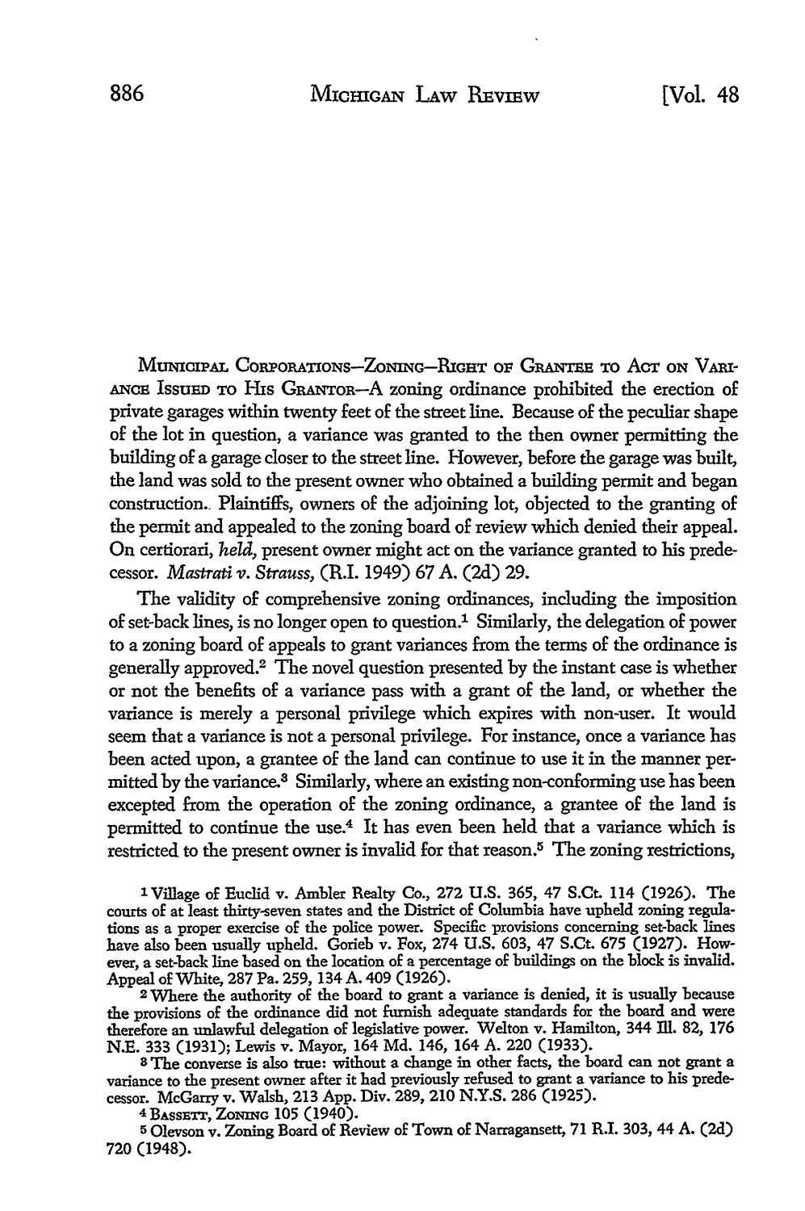MUNICIPAL CORPORATIONS—ZONING—RIGHT OF GRANTEE TO ACT ON VARIANCE ISSUED TO HIS GRANTOR—A zoning ordinance prohibited the erection of private garages within twenty feet of the street line. Because of the peculiar shape of the lot in question, a variance was granted to the then owner permitting the building of a garage closer to the street line. However, before the garage was built, the land was sold to the present owner who obtained a building permit and began construction. Plaintiffs, owners of the adjoining lot, objected to the granting of the permit and appealed to the zoning board of review which denied their appeal. On certiorari, *held*, present owner might act on the variance granted to his predecessor. *Mastrati v. Strauss*, (R.I. 1949) 67 A. (2d) 29.

The validity of comprehensive zoning ordinances, including the imposition of set-back lines, is no longer open to question.[1] Similarly, the delegation of power to a zoning board of appeals to grant variances from the terms of the ordinance is generally approved.[2] The novel question presented by the instant case is whether or not the benefits of a variance pass with a grant of the land, or whether the variance is merely a personal privilege which expires with non-user. It would seem that a variance is not a personal privilege. For instance, once a variance has been acted upon, a grantee of the land can continue to use it in the manner permitted by the variance.[3] Similarly, where an existing non-conforming use has been excepted from the operation of the zoning ordinance, a grantee of the land is permitted to continue the use.[4] It has even been held that a variance which is restricted to the present owner is invalid for that reason.[5] The zoning restrictions,

[1] Village of Euclid v. Ambler Realty Co., 272 U.S. 365, 47 S.Ct. 114 (1926). The courts of at least thirty-seven states and the District of Columbia have upheld zoning regulations as a proper exercise of the police power. Specific provisions concerning set-back lines have also been usually upheld. Gorieb v. Fox, 274 U.S. 603, 47 S.Ct. 675 (1927). However, a set-back line based on the location of a percentage of buildings on the block is invalid. Appeal of White, 287 Pa. 259, 134 A. 409 (1926).

[2] Where the authority of the board to grant a variance is denied, it is usually because the provisions of the ordinance did not furnish adequate standards for the board and were therefore an unlawful delegation of legislative power. Welton v. Hamilton, 344 Ill. 82, 176 N.E. 333 (1931); Lewis v. Mayor, 164 Md. 146, 164 A. 220 (1933).

[3] The converse is also true: without a change in other facts, the board can not grant a variance to the present owner after it had previously refused to grant a variance to his predecessor. McGarry v. Walsh, 213 App. Div. 289, 210 N.Y.S. 286 (1925).

[4] BASSETT, ZONING 105 (1940).

[5] Olevson v. Zoning Board of Review of Town of Narragansett, 71 R.I. 303, 44 A. (2d) 720 (1948).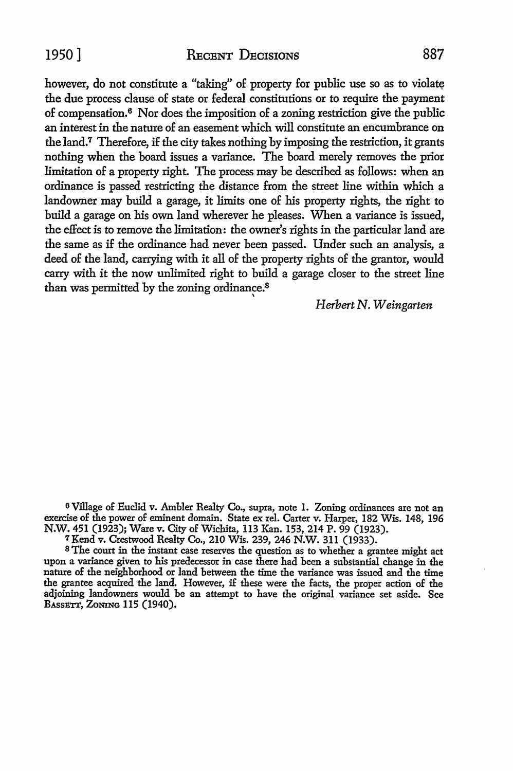however, do not constitute a "taking" of property for public use so as to violate the due process clause of state or federal constitutions or to require the payment of compensation.[6] Nor does the imposition of a zoning restriction give the public an interest in the nature of an easement which will constitute an encumbrance on the land.[7] Therefore, if the city takes nothing by imposing the restriction, it grants nothing when the board issues a variance. The board merely removes the prior limitation of a property right. The process may be described as follows: when an ordinance is passed restricting the distance from the street line within which a landowner may build a garage, it limits one of his property rights, the right to build a garage on his own land wherever he pleases. When a variance is issued, the effect is to remove the limitation: the owner's rights in the particular land are the same as if the ordinance had never been passed. Under such an analysis, a deed of the land, carrying with it all of the property rights of the grantor, would carry with it the now unlimited right to build a garage closer to the street line than was permitted by the zoning ordinance.[8]

*Herbert N. Weingarten*

---

[6] Village of Euclid v. Ambler Realty Co., supra, note 1. Zoning ordinances are not an exercise of the power of eminent domain. State ex rel. Carter v. Harper, 182 Wis. 148, 196 N.W. 451 (1923); Ware v. City of Wichita, 113 Kan. 153, 214 P. 99 (1923).

[7] Kend v. Crestwood Realty Co., 210 Wis. 239, 246 N.W. 311 (1933).

[8] The court in the instant case reserves the question as to whether a grantee might act upon a variance given to his predecessor in case there had been a substantial change in the nature of the neighborhood or land between the time the variance was issued and the time the grantee acquired the land. However, if these were the facts, the proper action of the adjoining landowners would be an attempt to have the original variance set aside. See BASSETT, ZONING 115 (1940).